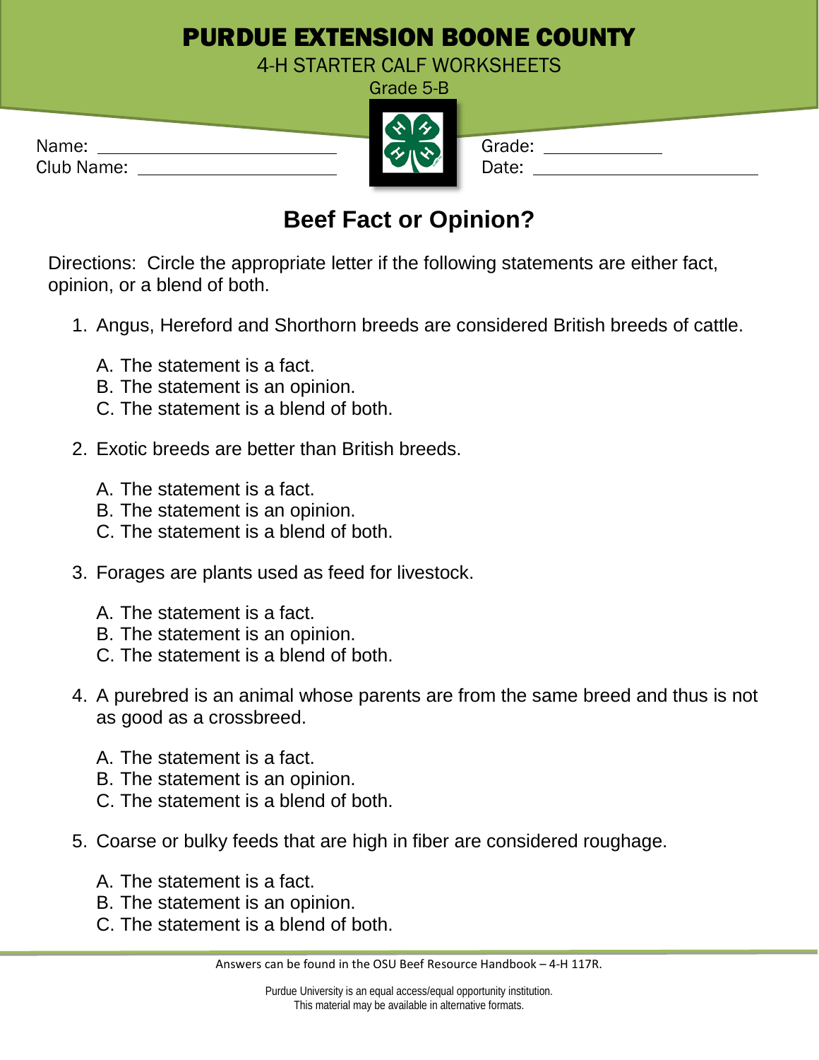# PURDUE EXTENSION BOONE COUNTY

4-H STARTER CALF WORKSHEETS

Grade 5-B

Name: ______________________
Club Name: ______________________

Grade: ____________
Date: ______________________

## Beef Fact or Opinion?

Directions: Circle the appropriate letter if the following statements are either fact, opinion, or a blend of both.

1. Angus, Hereford and Shorthorn breeds are considered British breeds of cattle.

   A. The statement is a fact.
   B. The statement is an opinion.
   C. The statement is a blend of both.

2. Exotic breeds are better than British breeds.

   A. The statement is a fact.
   B. The statement is an opinion.
   C. The statement is a blend of both.

3. Forages are plants used as feed for livestock.

   A. The statement is a fact.
   B. The statement is an opinion.
   C. The statement is a blend of both.

4. A purebred is an animal whose parents are from the same breed and thus is not as good as a crossbreed.

   A. The statement is a fact.
   B. The statement is an opinion.
   C. The statement is a blend of both.

5. Coarse or bulky feeds that are high in fiber are considered roughage.

   A. The statement is a fact.
   B. The statement is an opinion.
   C. The statement is a blend of both.

Answers can be found in the OSU Beef Resource Handbook – 4-H 117R.

Purdue University is an equal access/equal opportunity institution.
This material may be available in alternative formats.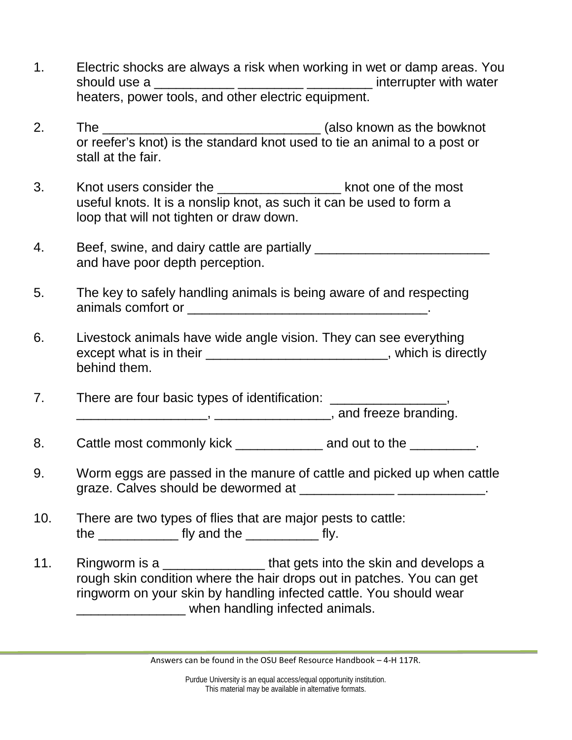1. Electric shocks are always a risk when working in wet or damp areas. You should use a ___________ _________ _________ interrupter with water heaters, power tools, and other electric equipment.

2. The ______________________________ (also known as the bowknot or reefer's knot) is the standard knot used to tie an animal to a post or stall at the fair.

3. Knot users consider the _________________ knot one of the most useful knots. It is a nonslip knot, as such it can be used to form a loop that will not tighten or draw down.

4. Beef, swine, and dairy cattle are partially ________________________ and have poor depth perception.

5. The key to safely handling animals is being aware of and respecting animals comfort or _________________________________.

6. Livestock animals have wide angle vision. They can see everything except what is in their _________________________, which is directly behind them.

7. There are four basic types of identification: ________________, __________________, ________________, and freeze branding.

8. Cattle most commonly kick ____________ and out to the _________.

9. Worm eggs are passed in the manure of cattle and picked up when cattle graze. Calves should be dewormed at _____________ ____________.

10. There are two types of flies that are major pests to cattle: the ___________ fly and the __________ fly.

11. Ringworm is a ______________ that gets into the skin and develops a rough skin condition where the hair drops out in patches. You can get ringworm on your skin by handling infected cattle. You should wear _______________ when handling infected animals.

Answers can be found in the OSU Beef Resource Handbook – 4-H 117R.

Purdue University is an equal access/equal opportunity institution.
This material may be available in alternative formats.